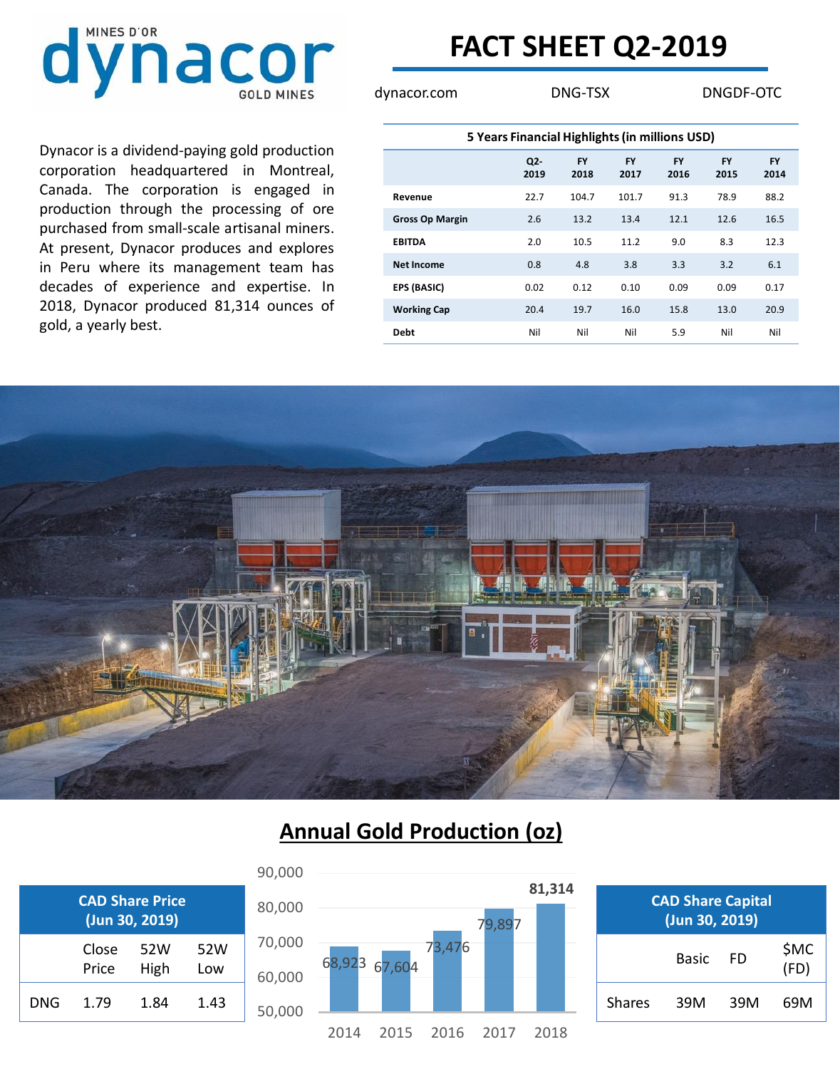MINES D'OR

# dynacor

GOLD MINES

# FACT SHEET Q2-2019

dynacor.com DNG-TSX DNGDF-OTC

Dynacor is a dividend-paying gold production corporation headquartered in Montreal, Canada. The corporation is engaged in production through the processing of ore purchased from small-scale artisanal miners. At present, Dynacor produces and explores in Peru where its management team has decades of experience and expertise. In 2018, Dynacor produced 81,314 ounces of gold, a yearly best.

**5 Years Financial Highlights (in millions USD)**

| | Q2-2019 | FY 2018 | FY 2017 | FY 2016 | FY 2015 | FY 2014 |
|---|---|---|---|---|---|---|
| **Revenue** | 22.7 | 104.7 | 101.7 | 91.3 | 78.9 | 88.2 |
| **Gross Op Margin** | 2.6 | 13.2 | 13.4 | 12.1 | 12.6 | 16.5 |
| **EBITDA** | 2.0 | 10.5 | 11.2 | 9.0 | 8.3 | 12.3 |
| **Net Income** | 0.8 | 4.8 | 3.8 | 3.3 | 3.2 | 6.1 |
| **EPS (BASIC)** | 0.02 | 0.12 | 0.10 | 0.09 | 0.09 | 0.17 |
| **Working Cap** | 20.4 | 19.7 | 16.0 | 15.8 | 13.0 | 20.9 |
| **Debt** | Nil | Nil | Nil | 5.9 | Nil | Nil |

## Annual Gold Production (oz)

| Year | Production (oz) |
|---|---|
| 2014 | 68,923 |
| 2015 | 67,604 |
| 2016 | 73,476 |
| 2017 | 79,897 |
| 2018 | 81,314 |

**CAD Share Price (Jun 30, 2019)**

| | Close Price | 52W High | 52W Low |
|---|---|---|---|
| DNG | 1.79 | 1.84 | 1.43 |

**CAD Share Capital (Jun 30, 2019)**

| | Basic | FD | $MC (FD) |
|---|---|---|---|
| Shares | 39M | 39M | 69M |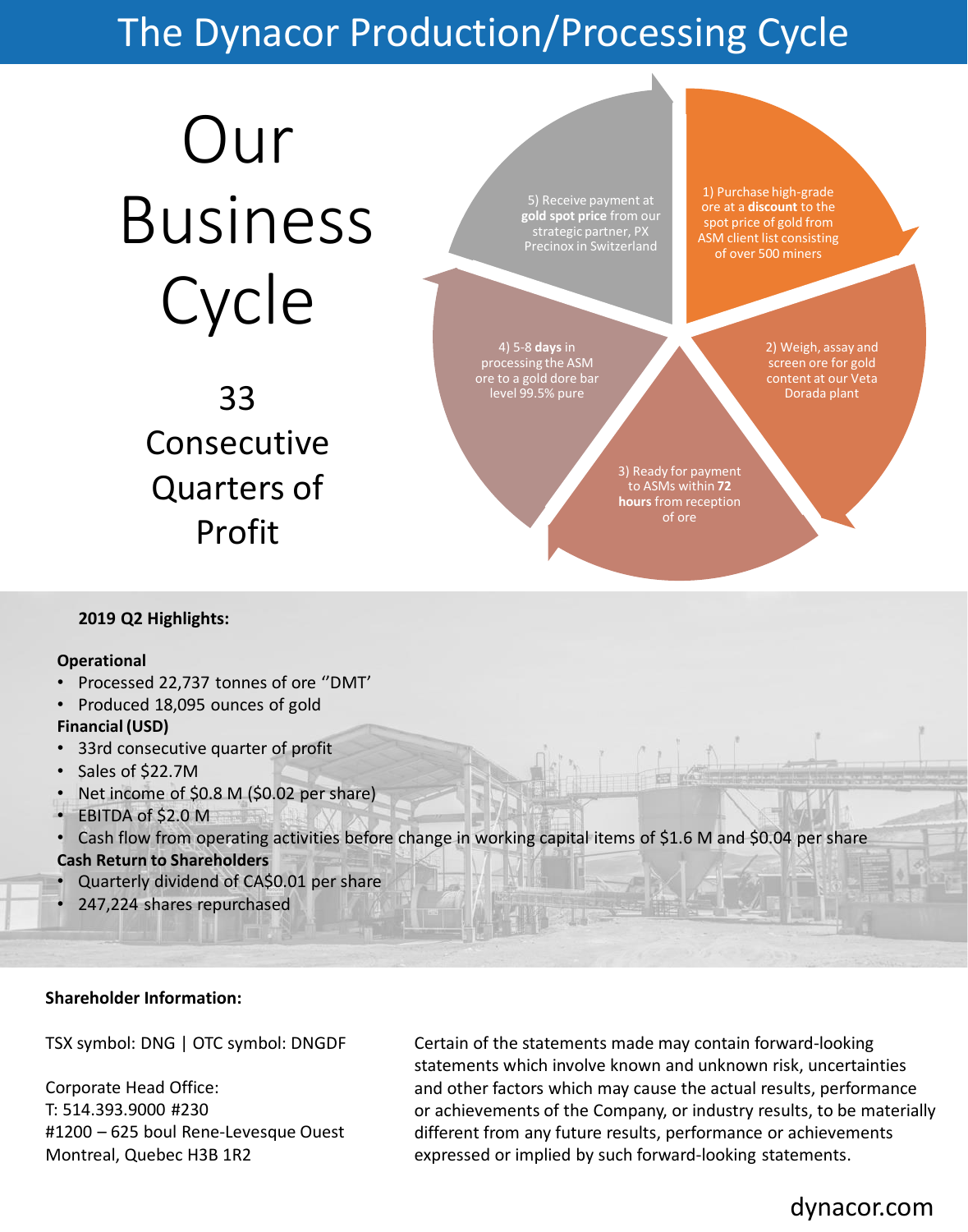# The Dynacor Production/Processing Cycle

## Our Business Cycle

33 Consecutive Quarters of Profit

1) Purchase high-grade ore at a **discount** to the spot price of gold from ASM client list consisting of over 500 miners

2) Weigh, assay and screen ore for gold content at our Veta Dorada plant

3) Ready for payment to ASMs within **72 hours** from reception of ore

4) 5-8 **days** in processing the ASM ore to a gold dore bar level 99.5% pure

5) Receive payment at **gold spot price** from our strategic partner, PX Precinox in Switzerland

**2019 Q2 Highlights:**

**Operational**

- Processed 22,737 tonnes of ore ''DMT'
- Produced 18,095 ounces of gold

**Financial (USD)**

- 33rd consecutive quarter of profit
- Sales of $22.7M
- Net income of $0.8 M ($0.02 per share)
- EBITDA of $2.0 M
- Cash flow from operating activities before change in working capital items of $1.6 M and $0.04 per share

**Cash Return to Shareholders**

- Quarterly dividend of CA$0.01 per share
- 247,224 shares repurchased

**Shareholder Information:**

TSX symbol: DNG | OTC symbol: DNGDF

Corporate Head Office:
T: 514.393.9000 #230
#1200 – 625 boul Rene-Levesque Ouest
Montreal, Quebec H3B 1R2

Certain of the statements made may contain forward-looking statements which involve known and unknown risk, uncertainties and other factors which may cause the actual results, performance or achievements of the Company, or industry results, to be materially different from any future results, performance or achievements expressed or implied by such forward-looking statements.

dynacor.com